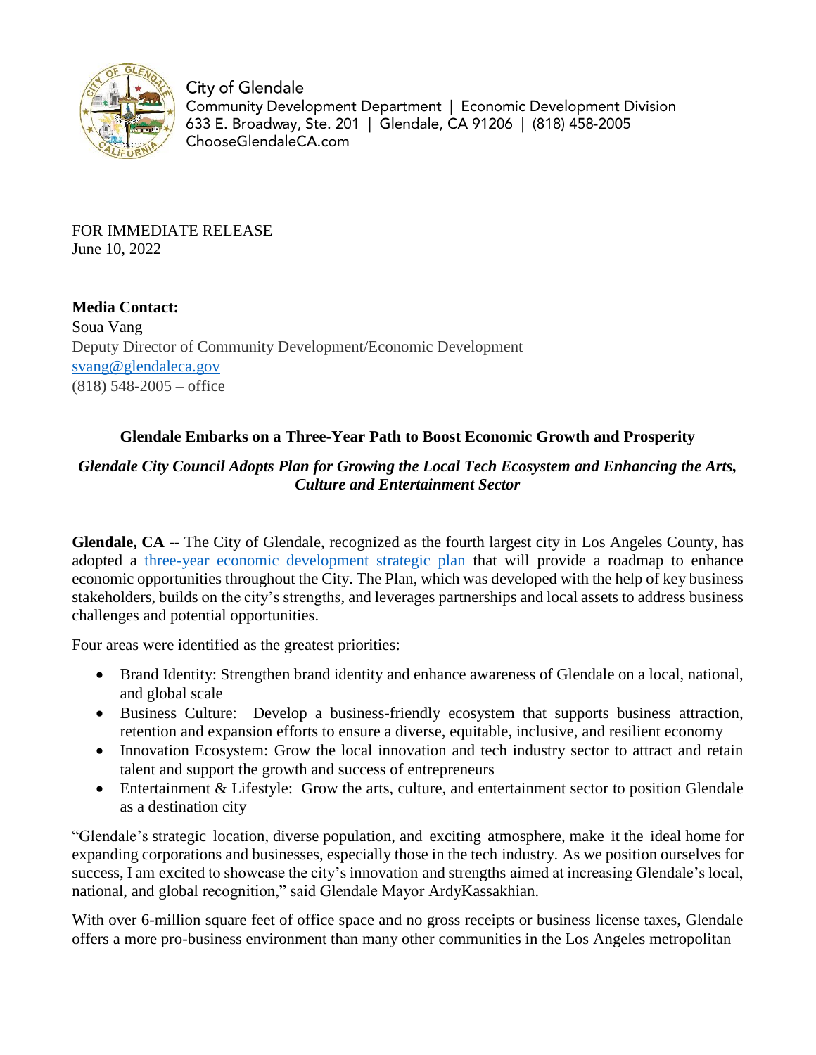City of Glendale
Community Development Department | Economic Development Division
633 E. Broadway, Ste. 201 | Glendale, CA 91206 | (818) 458-2005
ChooseGlendaleCA.com

FOR IMMEDIATE RELEASE
June 10, 2022

**Media Contact:**
Soua Vang
Deputy Director of Community Development/Economic Development
svang@glendaleca.gov
(818) 548-2005 – office

## Glendale Embarks on a Three-Year Path to Boost Economic Growth and Prosperity

### *Glendale City Council Adopts Plan for Growing the Local Tech Ecosystem and Enhancing the Arts, Culture and Entertainment Sector*

**Glendale, CA** -- The City of Glendale, recognized as the fourth largest city in Los Angeles County, has adopted a [three-year economic development strategic plan]() that will provide a roadmap to enhance economic opportunities throughout the City. The Plan, which was developed with the help of key business stakeholders, builds on the city's strengths, and leverages partnerships and local assets to address business challenges and potential opportunities.

Four areas were identified as the greatest priorities:

- Brand Identity: Strengthen brand identity and enhance awareness of Glendale on a local, national, and global scale
- Business Culture: Develop a business-friendly ecosystem that supports business attraction, retention and expansion efforts to ensure a diverse, equitable, inclusive, and resilient economy
- Innovation Ecosystem: Grow the local innovation and tech industry sector to attract and retain talent and support the growth and success of entrepreneurs
- Entertainment & Lifestyle: Grow the arts, culture, and entertainment sector to position Glendale as a destination city

"Glendale's strategic location, diverse population, and exciting atmosphere, make it the ideal home for expanding corporations and businesses, especially those in the tech industry. As we position ourselves for success, I am excited to showcase the city's innovation and strengths aimed at increasing Glendale's local, national, and global recognition," said Glendale Mayor ArdyKassakhian.

With over 6-million square feet of office space and no gross receipts or business license taxes, Glendale offers a more pro-business environment than many other communities in the Los Angeles metropolitan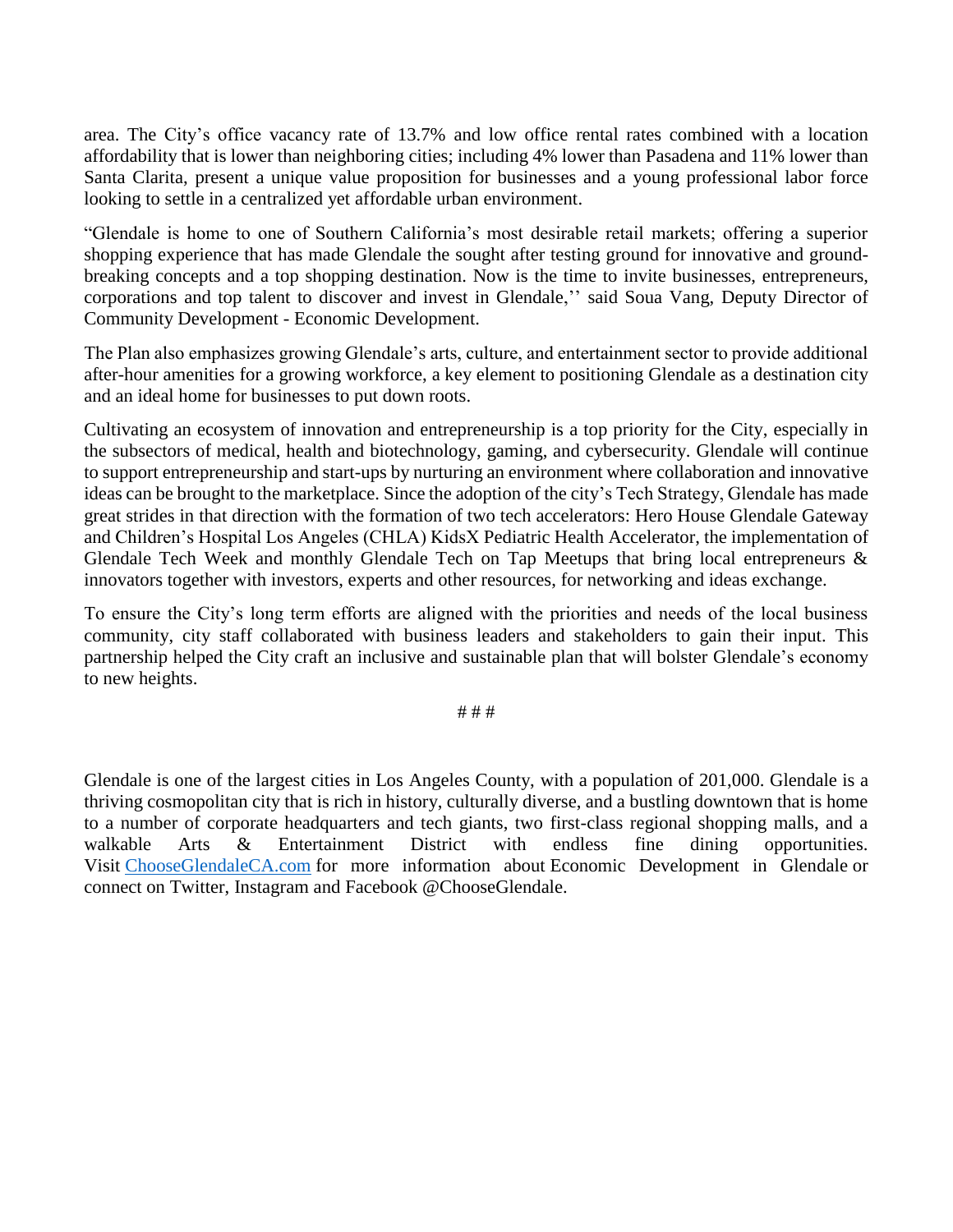area. The City's office vacancy rate of 13.7% and low office rental rates combined with a location affordability that is lower than neighboring cities; including 4% lower than Pasadena and 11% lower than Santa Clarita, present a unique value proposition for businesses and a young professional labor force looking to settle in a centralized yet affordable urban environment.

"Glendale is home to one of Southern California's most desirable retail markets; offering a superior shopping experience that has made Glendale the sought after testing ground for innovative and ground-breaking concepts and a top shopping destination. Now is the time to invite businesses, entrepreneurs, corporations and top talent to discover and invest in Glendale,'' said Soua Vang, Deputy Director of Community Development - Economic Development.

The Plan also emphasizes growing Glendale's arts, culture, and entertainment sector to provide additional after-hour amenities for a growing workforce, a key element to positioning Glendale as a destination city and an ideal home for businesses to put down roots.

Cultivating an ecosystem of innovation and entrepreneurship is a top priority for the City, especially in the subsectors of medical, health and biotechnology, gaming, and cybersecurity. Glendale will continue to support entrepreneurship and start-ups by nurturing an environment where collaboration and innovative ideas can be brought to the marketplace. Since the adoption of the city's Tech Strategy, Glendale has made great strides in that direction with the formation of two tech accelerators: Hero House Glendale Gateway and Children's Hospital Los Angeles (CHLA) KidsX Pediatric Health Accelerator, the implementation of Glendale Tech Week and monthly Glendale Tech on Tap Meetups that bring local entrepreneurs & innovators together with investors, experts and other resources, for networking and ideas exchange.

To ensure the City's long term efforts are aligned with the priorities and needs of the local business community, city staff collaborated with business leaders and stakeholders to gain their input. This partnership helped the City craft an inclusive and sustainable plan that will bolster Glendale's economy to new heights.

# # #

Glendale is one of the largest cities in Los Angeles County, with a population of 201,000. Glendale is a thriving cosmopolitan city that is rich in history, culturally diverse, and a bustling downtown that is home to a number of corporate headquarters and tech giants, two first-class regional shopping malls, and a walkable Arts & Entertainment District with endless fine dining opportunities. Visit ChooseGlendaleCA.com for more information about Economic Development in Glendale or connect on Twitter, Instagram and Facebook @ChooseGlendale.